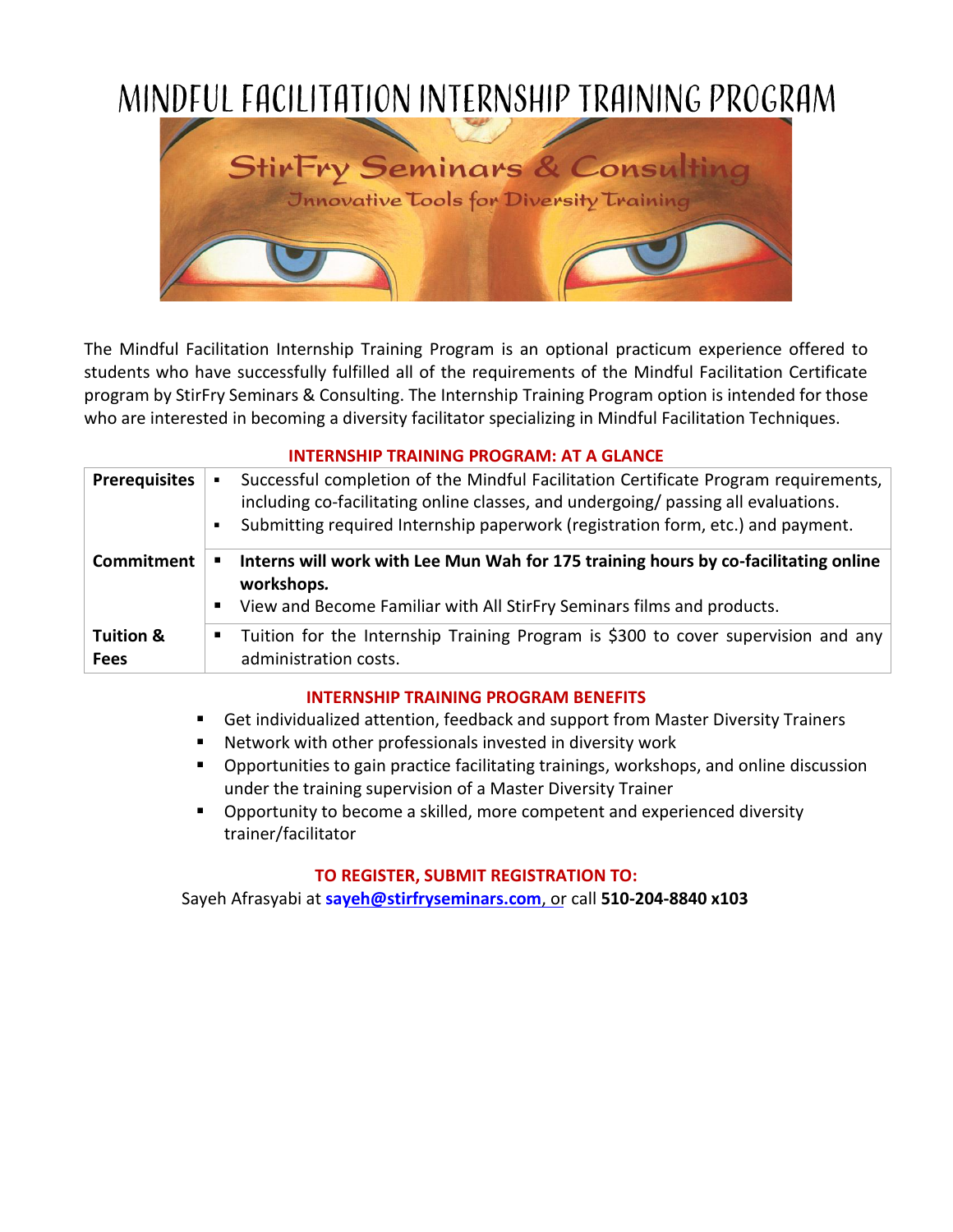# MINDFUL FACILITATION INTERNSHIP TRAINING PROGRAM

StirFry Seminars & Consulting

Innovative Tools for Diversity Training

The Mindful Facilitation Internship Training Program is an optional practicum experience offered to students who have successfully fulfilled all of the requirements of the Mindful Facilitation Certificate program by StirFry Seminars & Consulting. The Internship Training Program option is intended for those who are interested in becoming a diversity facilitator specializing in Mindful Facilitation Techniques.

## INTERNSHIP TRAINING PROGRAM: AT A GLANCE

| | |
|---|---|
| **Prerequisites** | ▪ Successful completion of the Mindful Facilitation Certificate Program requirements, including co-facilitating online classes, and undergoing/ passing all evaluations.<br>▪ Submitting required Internship paperwork (registration form, etc.) and payment. |
| **Commitment** | ▪ **Interns will work with Lee Mun Wah for 175 training hours by co-facilitating online workshops.**<br>▪ View and Become Familiar with All StirFry Seminars films and products. |
| **Tuition & Fees** | ▪ Tuition for the Internship Training Program is $300 to cover supervision and any administration costs. |

## INTERNSHIP TRAINING PROGRAM BENEFITS

- Get individualized attention, feedback and support from Master Diversity Trainers
- Network with other professionals invested in diversity work
- Opportunities to gain practice facilitating trainings, workshops, and online discussion under the training supervision of a Master Diversity Trainer
- Opportunity to become a skilled, more competent and experienced diversity trainer/facilitator

## TO REGISTER, SUBMIT REGISTRATION TO:

Sayeh Afrasyabi at **sayeh@stirfryseminars.com**, or call **510-204-8840 x103**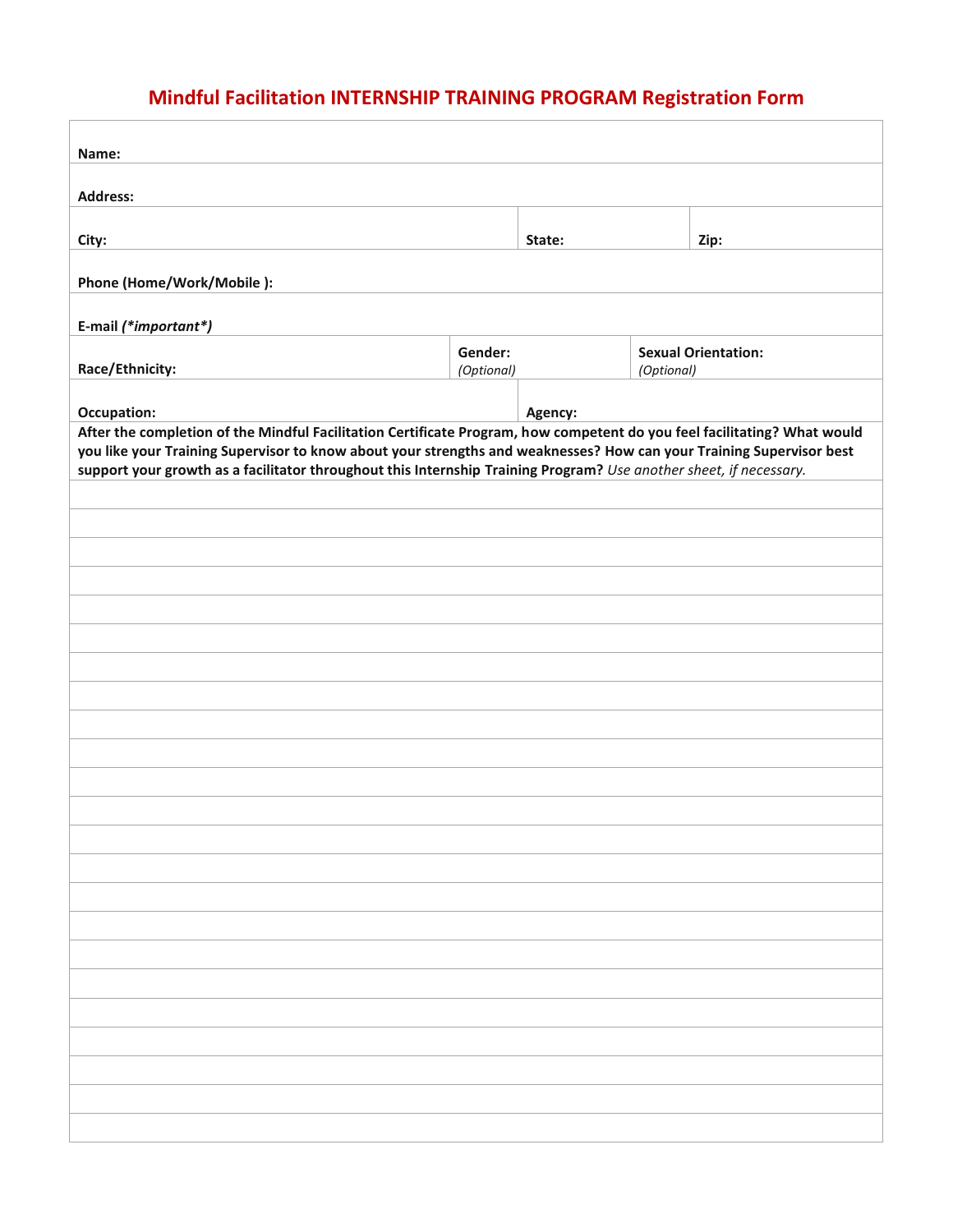# Mindful Facilitation INTERNSHIP TRAINING PROGRAM Registration Form

| **Name:** | | | |
|---|---|---|---|
| **Address:** | | | |
| **City:** | | **State:** | **Zip:** |
| **Phone (Home/Work/Mobile ):** | | | |
| **E-mail *(\*important\*)*** | | | |
| **Race/Ethnicity:** | **Gender:** *(Optional)* | | **Sexual Orientation:** *(Optional)* |
| **Occupation:** | | **Agency:** | |

**After the completion of the Mindful Facilitation Certificate Program, how competent do you feel facilitating? What would you like your Training Supervisor to know about your strengths and weaknesses? How can your Training Supervisor best support your growth as a facilitator throughout this Internship Training Program?** *Use another sheet, if necessary.*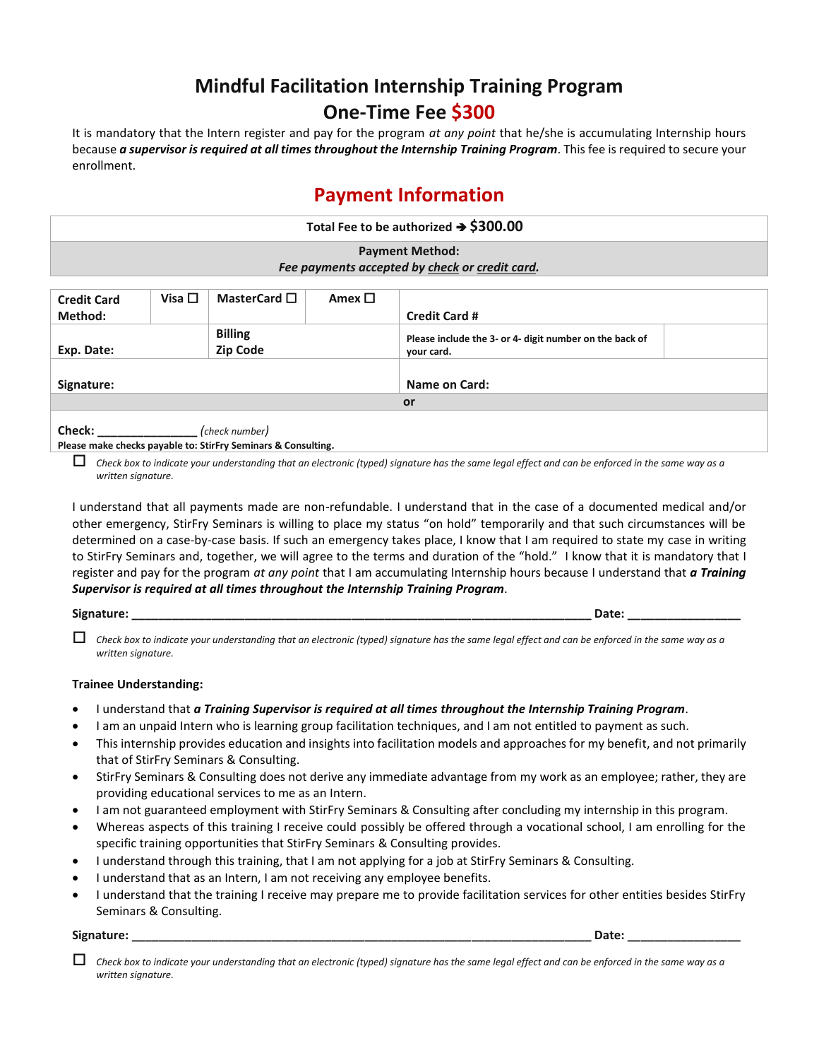# Mindful Facilitation Internship Training Program

## One-Time Fee $300

It is mandatory that the Intern register and pay for the program *at any point* that he/she is accumulating Internship hours because ***a supervisor is required at all times throughout the Internship Training Program***. This fee is required to secure your enrollment.

## Payment Information

**Total Fee to be authorized ➔ $300.00**

**Payment Method:**
***Fee payments accepted by check or credit card.***

| | | | | | |
|---|---|---|---|---|---|
| **Credit Card Method:** | Visa ☐ | MasterCard ☐ | Amex ☐ | **Credit Card #** | |
| **Exp. Date:** | | **Billing Zip Code** | | Please include the 3- or 4- digit number on the back of your card. | |
| **Signature:** | | | | **Name on Card:** | |

**or**

**Check:** _______________ *(check number)*
**Please make checks payable to: StirFry Seminars & Consulting.**

☐ *Check box to indicate your understanding that an electronic (typed) signature has the same legal effect and can be enforced in the same way as a written signature.*

I understand that all payments made are non-refundable. I understand that in the case of a documented medical and/or other emergency, StirFry Seminars is willing to place my status "on hold" temporarily and that such circumstances will be determined on a case-by-case basis. If such an emergency takes place, I know that I am required to state my case in writing to StirFry Seminars and, together, we will agree to the terms and duration of the "hold." I know that it is mandatory that I register and pay for the program *at any point* that I am accumulating Internship hours because I understand that ***a Training Supervisor is required at all times throughout the Internship Training Program***.

**Signature:** ______________________________________________ **Date:** ________________

☐ *Check box to indicate your understanding that an electronic (typed) signature has the same legal effect and can be enforced in the same way as a written signature.*

**Trainee Understanding:**

- I understand that ***a Training Supervisor is required at all times throughout the Internship Training Program***.
- I am an unpaid Intern who is learning group facilitation techniques, and I am not entitled to payment as such.
- This internship provides education and insights into facilitation models and approaches for my benefit, and not primarily that of StirFry Seminars & Consulting.
- StirFry Seminars & Consulting does not derive any immediate advantage from my work as an employee; rather, they are providing educational services to me as an Intern.
- I am not guaranteed employment with StirFry Seminars & Consulting after concluding my internship in this program.
- Whereas aspects of this training I receive could possibly be offered through a vocational school, I am enrolling for the specific training opportunities that StirFry Seminars & Consulting provides.
- I understand through this training, that I am not applying for a job at StirFry Seminars & Consulting.
- I understand that as an Intern, I am not receiving any employee benefits.
- I understand that the training I receive may prepare me to provide facilitation services for other entities besides StirFry Seminars & Consulting.

**Signature:** ______________________________________________ **Date:** ________________

☐ *Check box to indicate your understanding that an electronic (typed) signature has the same legal effect and can be enforced in the same way as a written signature.*